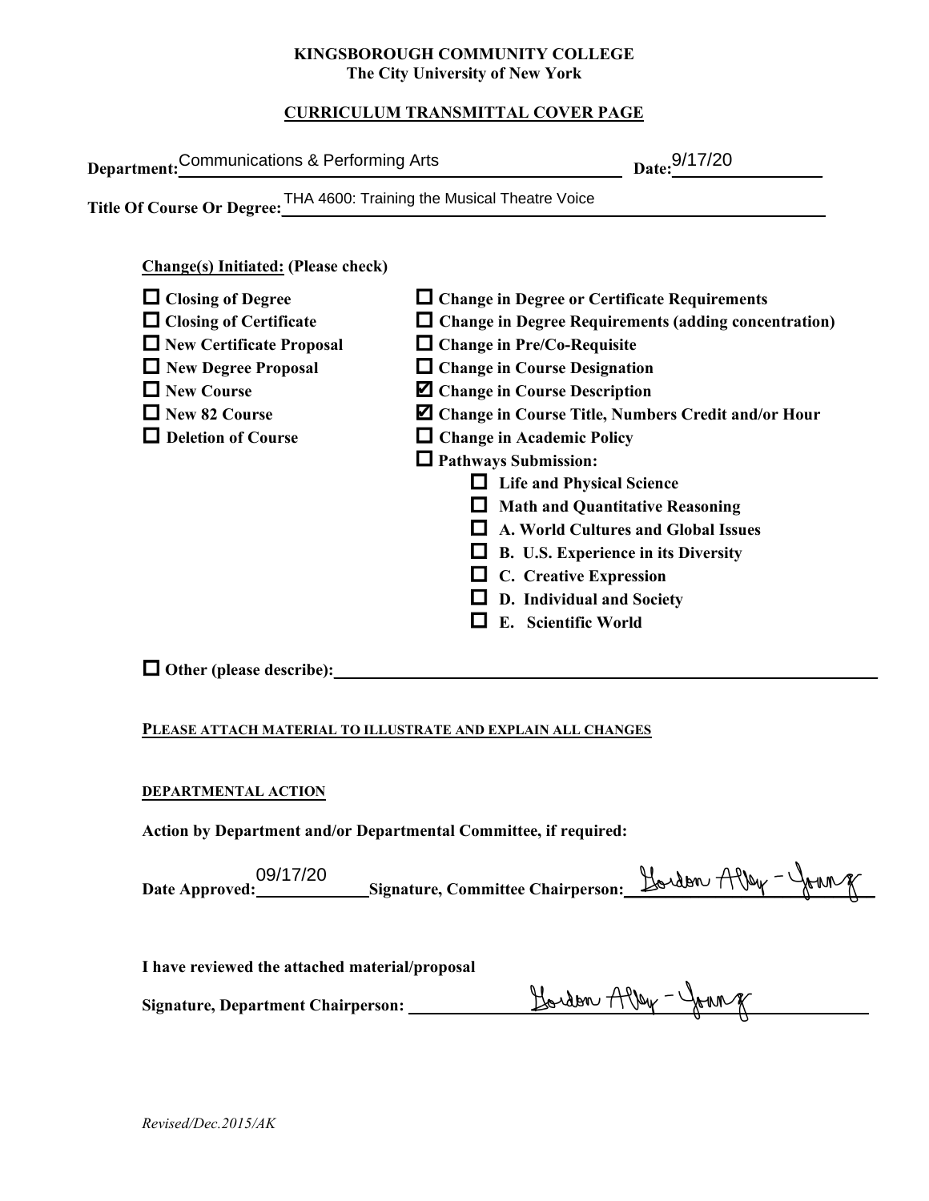**KINGSBOROUGH COMMUNITY COLLEGE**
**The City University of New York**

**CURRICULUM TRANSMITTAL COVER PAGE**

**Department:** Communications & Performing Arts **Date:** 9/17/20

**Title Of Course Or Degree:** THA 4600: Training the Musical Theatre Voice

**Change(s) Initiated:** (Please check)

- ☐ **Closing of Degree**
- ☐ **Closing of Certificate**
- ☐ **New Certificate Proposal**
- ☐ **New Degree Proposal**
- ☐ **New Course**
- ☐ **New 82 Course**
- ☐ **Deletion of Course**
- ☐ **Change in Degree or Certificate Requirements**
- ☐ **Change in Degree Requirements (adding concentration)**
- ☐ **Change in Pre/Co-Requisite**
- ☐ **Change in Course Designation**
- ☑ **Change in Course Description**
- ☑ **Change in Course Title, Numbers Credit and/or Hour**
- ☐ **Change in Academic Policy**
- ☐ **Pathways Submission:**
  - ☐ **Life and Physical Science**
  - ☐ **Math and Quantitative Reasoning**
  - ☐ **A. World Cultures and Global Issues**
  - ☐ **B. U.S. Experience in its Diversity**
  - ☐ **C. Creative Expression**
  - ☐ **D. Individual and Society**
  - ☐ **E. Scientific World**

☐ **Other (please describe):**

**PLEASE ATTACH MATERIAL TO ILLUSTRATE AND EXPLAIN ALL CHANGES**

**DEPARTMENTAL ACTION**

**Action by Department and/or Departmental Committee, if required:**

**Date Approved:** 09/17/20 **Signature, Committee Chairperson:** Gordon Alley-Young

**I have reviewed the attached material/proposal**

**Signature, Department Chairperson:** Gordon Alley-Young

*Revised/Dec.2015/AK*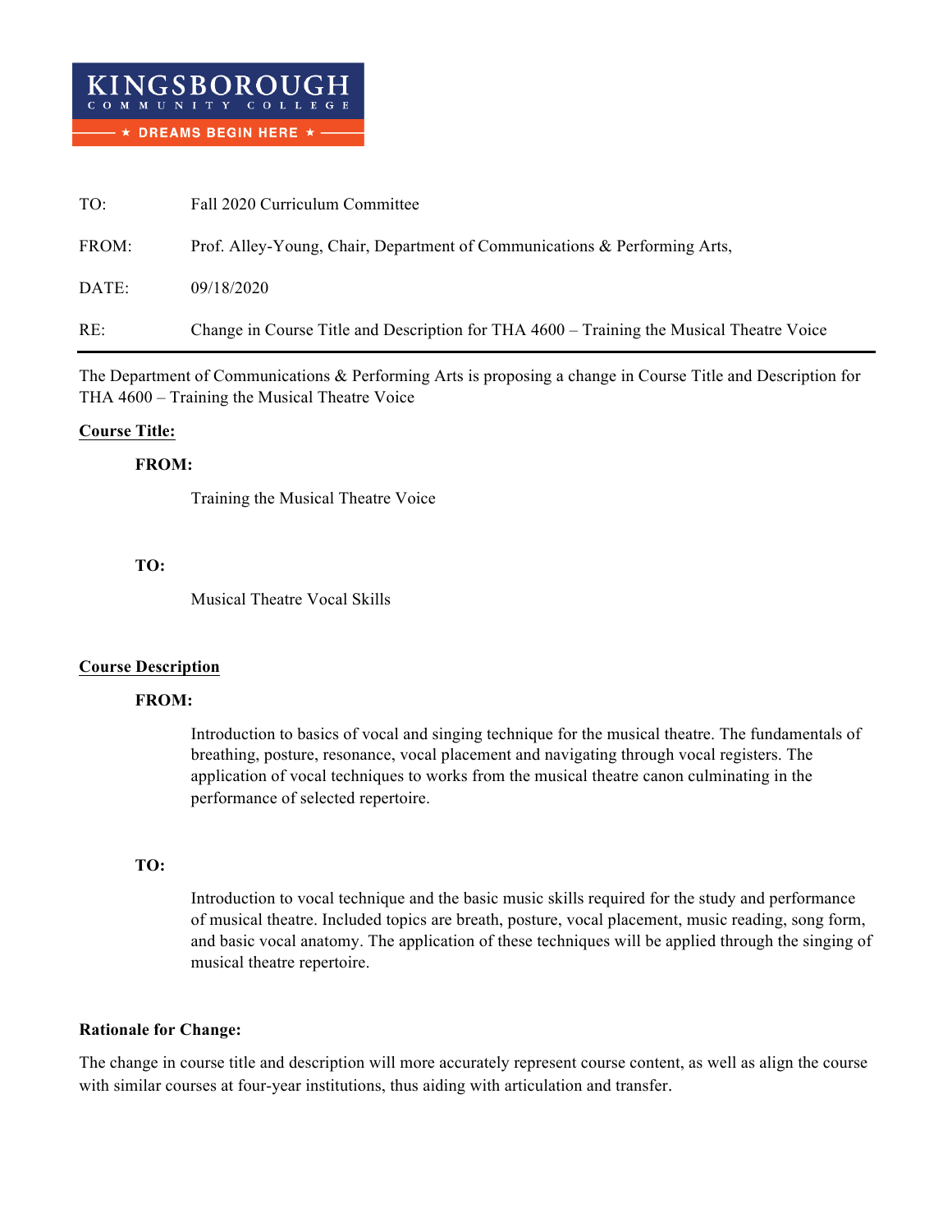KINGSBOROUGH
COMMUNITY COLLEGE
★ DREAMS BEGIN HERE ★

| | |
|---|---|
| TO: | Fall 2020 Curriculum Committee |
| FROM: | Prof. Alley-Young, Chair, Department of Communications & Performing Arts, |
| DATE: | 09/18/2020 |
| RE: | Change in Course Title and Description for THA 4600 – Training the Musical Theatre Voice |

---

The Department of Communications & Performing Arts is proposing a change in Course Title and Description for THA 4600 – Training the Musical Theatre Voice

**Course Title:**

**FROM:**

Training the Musical Theatre Voice

**TO:**

Musical Theatre Vocal Skills

**Course Description**

**FROM:**

Introduction to basics of vocal and singing technique for the musical theatre. The fundamentals of breathing, posture, resonance, vocal placement and navigating through vocal registers. The application of vocal techniques to works from the musical theatre canon culminating in the performance of selected repertoire.

**TO:**

Introduction to vocal technique and the basic music skills required for the study and performance of musical theatre. Included topics are breath, posture, vocal placement, music reading, song form, and basic vocal anatomy. The application of these techniques will be applied through the singing of musical theatre repertoire.

**Rationale for Change:**

The change in course title and description will more accurately represent course content, as well as align the course with similar courses at four-year institutions, thus aiding with articulation and transfer.